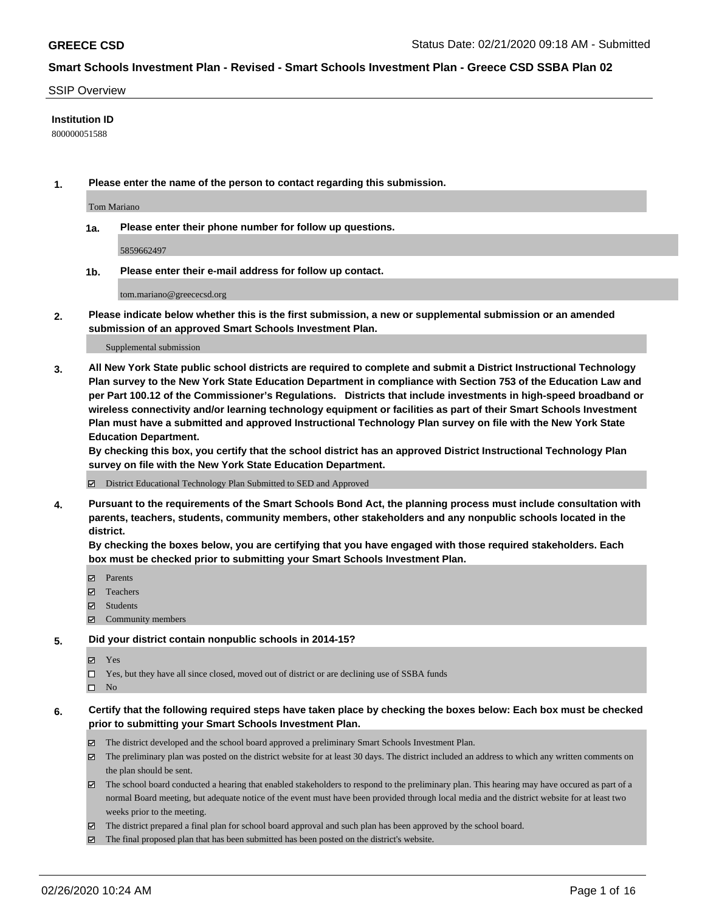**GREECE CSD** Status Date: 02/21/2020 09:18 AM - Submitted

**Smart Schools Investment Plan - Revised - Smart Schools Investment Plan - Greece CSD SSBA Plan 02**

SSIP Overview

**Institution ID**

800000051588

**1. Please enter the name of the person to contact regarding this submission.**

Tom Mariano

**1a. Please enter their phone number for follow up questions.**

5859662497

**1b. Please enter their e-mail address for follow up contact.**

tom.mariano@greececsd.org

**2. Please indicate below whether this is the first submission, a new or supplemental submission or an amended submission of an approved Smart Schools Investment Plan.**

Supplemental submission

**3. All New York State public school districts are required to complete and submit a District Instructional Technology Plan survey to the New York State Education Department in compliance with Section 753 of the Education Law and per Part 100.12 of the Commissioner's Regulations. Districts that include investments in high-speed broadband or wireless connectivity and/or learning technology equipment or facilities as part of their Smart Schools Investment Plan must have a submitted and approved Instructional Technology Plan survey on file with the New York State Education Department.**
**By checking this box, you certify that the school district has an approved District Instructional Technology Plan survey on file with the New York State Education Department.**

☑ District Educational Technology Plan Submitted to SED and Approved

**4. Pursuant to the requirements of the Smart Schools Bond Act, the planning process must include consultation with parents, teachers, students, community members, other stakeholders and any nonpublic schools located in the district.**
**By checking the boxes below, you are certifying that you have engaged with those required stakeholders. Each box must be checked prior to submitting your Smart Schools Investment Plan.**

☑ Parents
☑ Teachers
☑ Students
☑ Community members

**5. Did your district contain nonpublic schools in 2014-15?**

☑ Yes
☐ Yes, but they have all since closed, moved out of district or are declining use of SSBA funds
☐ No

**6. Certify that the following required steps have taken place by checking the boxes below: Each box must be checked prior to submitting your Smart Schools Investment Plan.**

☑ The district developed and the school board approved a preliminary Smart Schools Investment Plan.
☑ The preliminary plan was posted on the district website for at least 30 days. The district included an address to which any written comments on the plan should be sent.
☑ The school board conducted a hearing that enabled stakeholders to respond to the preliminary plan. This hearing may have occured as part of a normal Board meeting, but adequate notice of the event must have been provided through local media and the district website for at least two weeks prior to the meeting.
☑ The district prepared a final plan for school board approval and such plan has been approved by the school board.
☑ The final proposed plan that has been submitted has been posted on the district's website.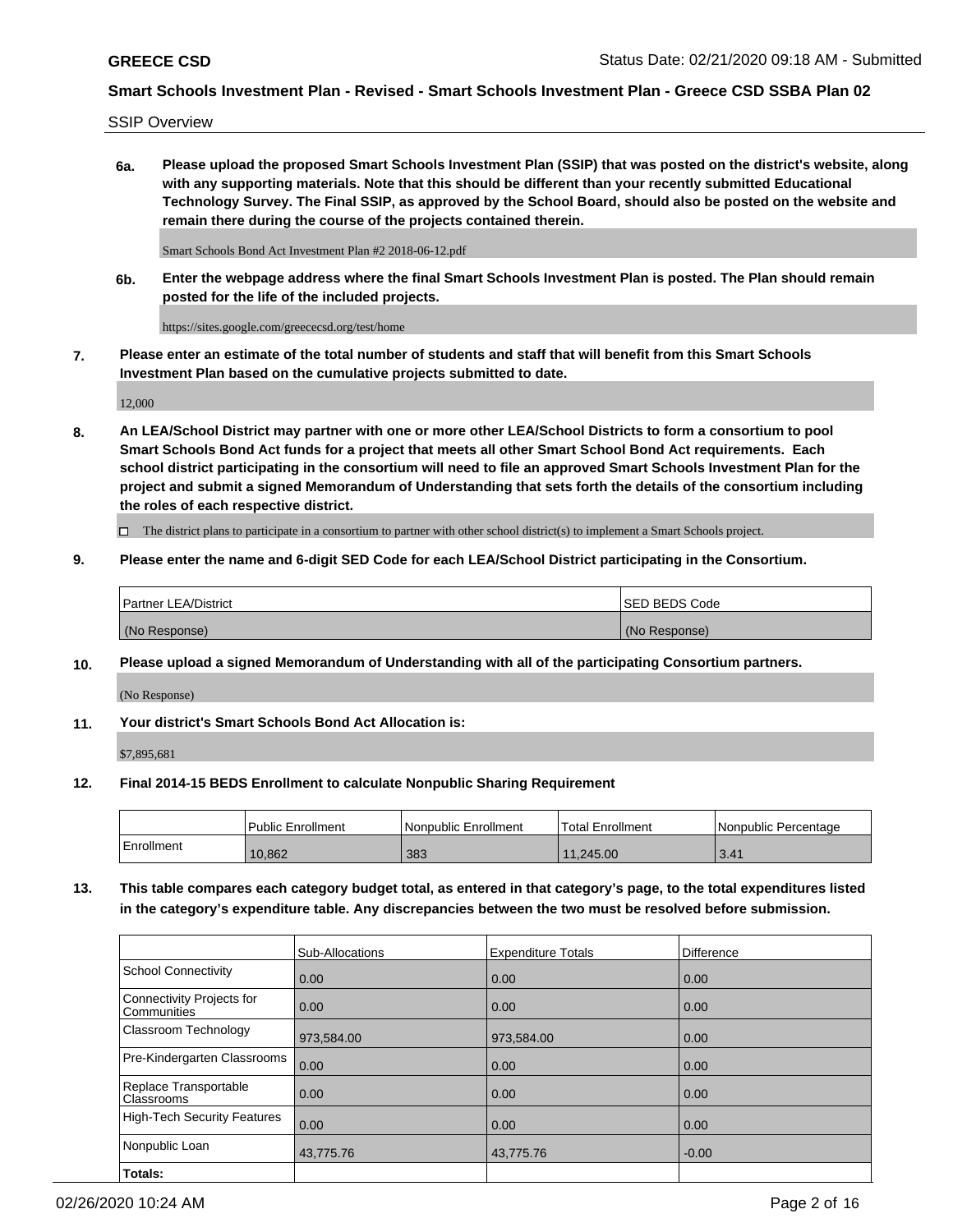**GREECE CSD**

**Smart Schools Investment Plan - Revised - Smart Schools Investment Plan - Greece CSD SSBA Plan 02**

SSIP Overview

**6a. Please upload the proposed Smart Schools Investment Plan (SSIP) that was posted on the district's website, along with any supporting materials. Note that this should be different than your recently submitted Educational Technology Survey. The Final SSIP, as approved by the School Board, should also be posted on the website and remain there during the course of the projects contained therein.**

Smart Schools Bond Act Investment Plan #2 2018-06-12.pdf

**6b. Enter the webpage address where the final Smart Schools Investment Plan is posted. The Plan should remain posted for the life of the included projects.**

https://sites.google.com/greececsd.org/test/home

**7. Please enter an estimate of the total number of students and staff that will benefit from this Smart Schools Investment Plan based on the cumulative projects submitted to date.**

12,000

**8. An LEA/School District may partner with one or more other LEA/School Districts to form a consortium to pool Smart Schools Bond Act funds for a project that meets all other Smart School Bond Act requirements. Each school district participating in the consortium will need to file an approved Smart Schools Investment Plan for the project and submit a signed Memorandum of Understanding that sets forth the details of the consortium including the roles of each respective district.**

☐ The district plans to participate in a consortium to partner with other school district(s) to implement a Smart Schools project.

**9. Please enter the name and 6-digit SED Code for each LEA/School District participating in the Consortium.**

| Partner LEA/District | SED BEDS Code |
|---|---|
| (No Response) | (No Response) |

**10. Please upload a signed Memorandum of Understanding with all of the participating Consortium partners.**

(No Response)

**11. Your district's Smart Schools Bond Act Allocation is:**

$7,895,681

**12. Final 2014-15 BEDS Enrollment to calculate Nonpublic Sharing Requirement**

| | Public Enrollment | Nonpublic Enrollment | Total Enrollment | Nonpublic Percentage |
|---|---|---|---|---|
| Enrollment | 10,862 | 383 | 11,245.00 | 3.41 |

**13. This table compares each category budget total, as entered in that category's page, to the total expenditures listed in the category's expenditure table. Any discrepancies between the two must be resolved before submission.**

| | Sub-Allocations | Expenditure Totals | Difference |
|---|---|---|---|
| School Connectivity | 0.00 | 0.00 | 0.00 |
| Connectivity Projects for Communities | 0.00 | 0.00 | 0.00 |
| Classroom Technology | 973,584.00 | 973,584.00 | 0.00 |
| Pre-Kindergarten Classrooms | 0.00 | 0.00 | 0.00 |
| Replace Transportable Classrooms | 0.00 | 0.00 | 0.00 |
| High-Tech Security Features | 0.00 | 0.00 | 0.00 |
| Nonpublic Loan | 43,775.76 | 43,775.76 | -0.00 |
| **Totals:** | | | |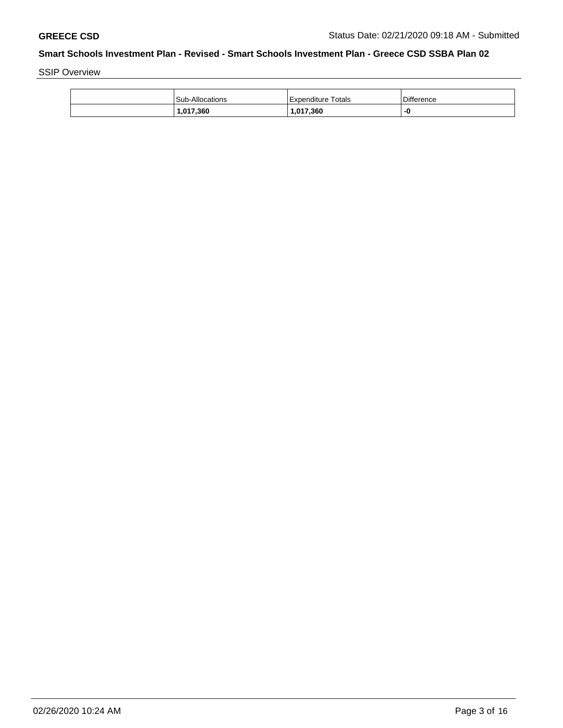## Smart Schools Investment Plan - Revised - Smart Schools Investment Plan - Greece CSD SSBA Plan 02

SSIP Overview

| | Sub-Allocations | Expenditure Totals | Difference |
|---|---|---|---|
| | **1,017,360** | **1,017,360** | **-0** |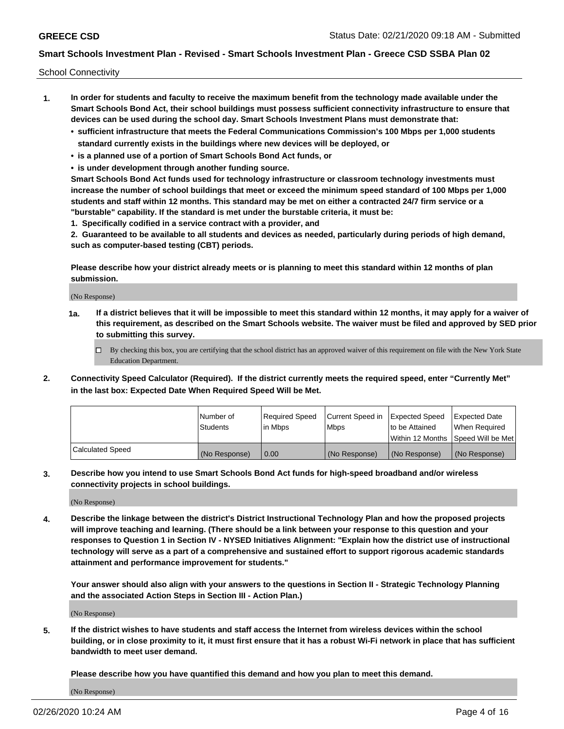School Connectivity

1. **In order for students and faculty to receive the maximum benefit from the technology made available under the Smart Schools Bond Act, their school buildings must possess sufficient connectivity infrastructure to ensure that devices can be used during the school day. Smart Schools Investment Plans must demonstrate that:**
   - **sufficient infrastructure that meets the Federal Communications Commission's 100 Mbps per 1,000 students standard currently exists in the buildings where new devices will be deployed, or**
   - **is a planned use of a portion of Smart Schools Bond Act funds, or**
   - **is under development through another funding source.**

   **Smart Schools Bond Act funds used for technology infrastructure or classroom technology investments must increase the number of school buildings that meet or exceed the minimum speed standard of 100 Mbps per 1,000 students and staff within 12 months. This standard may be met on either a contracted 24/7 firm service or a "burstable" capability. If the standard is met under the burstable criteria, it must be:**

   **1. Specifically codified in a service contract with a provider, and**

   **2. Guaranteed to be available to all students and devices as needed, particularly during periods of high demand, such as computer-based testing (CBT) periods.**

   **Please describe how your district already meets or is planning to meet this standard within 12 months of plan submission.**

   (No Response)

   **1a. If a district believes that it will be impossible to meet this standard within 12 months, it may apply for a waiver of this requirement, as described on the Smart Schools website. The waiver must be filed and approved by SED prior to submitting this survey.**

   ☐ By checking this box, you are certifying that the school district has an approved waiver of this requirement on file with the New York State Education Department.

2. **Connectivity Speed Calculator (Required). If the district currently meets the required speed, enter "Currently Met" in the last box: Expected Date When Required Speed Will be Met.**

| | Number of Students | Required Speed in Mbps | Current Speed in Mbps | Expected Speed to be Attained Within 12 Months | Expected Date When Required Speed Will be Met |
|---|---|---|---|---|---|
| Calculated Speed | (No Response) | 0.00 | (No Response) | (No Response) | (No Response) |

3. **Describe how you intend to use Smart Schools Bond Act funds for high-speed broadband and/or wireless connectivity projects in school buildings.**

   (No Response)

4. **Describe the linkage between the district's District Instructional Technology Plan and how the proposed projects will improve teaching and learning. (There should be a link between your response to this question and your responses to Question 1 in Section IV - NYSED Initiatives Alignment: "Explain how the district use of instructional technology will serve as a part of a comprehensive and sustained effort to support rigorous academic standards attainment and performance improvement for students."**

   **Your answer should also align with your answers to the questions in Section II - Strategic Technology Planning and the associated Action Steps in Section III - Action Plan.)**

   (No Response)

5. **If the district wishes to have students and staff access the Internet from wireless devices within the school building, or in close proximity to it, it must first ensure that it has a robust Wi-Fi network in place that has sufficient bandwidth to meet user demand.**

   **Please describe how you have quantified this demand and how you plan to meet this demand.**

   (No Response)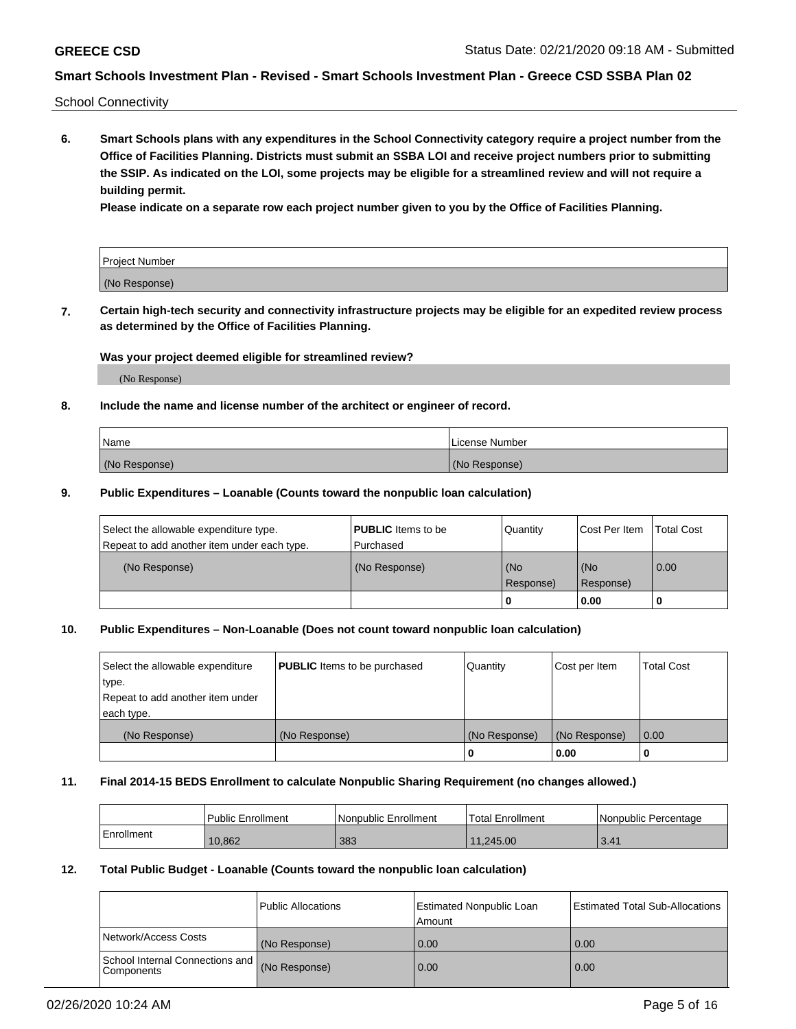School Connectivity

**6. Smart Schools plans with any expenditures in the School Connectivity category require a project number from the Office of Facilities Planning. Districts must submit an SSBA LOI and receive project numbers prior to submitting the SSIP. As indicated on the LOI, some projects may be eligible for a streamlined review and will not require a building permit.**

**Please indicate on a separate row each project number given to you by the Office of Facilities Planning.**

| Project Number |
|---|
| (No Response) |

**7. Certain high-tech security and connectivity infrastructure projects may be eligible for an expedited review process as determined by the Office of Facilities Planning.**

**Was your project deemed eligible for streamlined review?**

(No Response)

**8. Include the name and license number of the architect or engineer of record.**

| Name | License Number |
|---|---|
| (No Response) | (No Response) |

**9. Public Expenditures – Loanable (Counts toward the nonpublic loan calculation)**

| Select the allowable expenditure type. Repeat to add another item under each type. | **PUBLIC** Items to be Purchased | Quantity | Cost Per Item | Total Cost |
|---|---|---|---|---|
| (No Response) | (No Response) | (No Response) | (No Response) | 0.00 |
| | | 0 | 0.00 | 0 |

**10. Public Expenditures – Non-Loanable (Does not count toward nonpublic loan calculation)**

| Select the allowable expenditure type. Repeat to add another item under each type. | **PUBLIC** Items to be purchased | Quantity | Cost per Item | Total Cost |
|---|---|---|---|---|
| (No Response) | (No Response) | (No Response) | (No Response) | 0.00 |
| | | 0 | 0.00 | 0 |

**11. Final 2014-15 BEDS Enrollment to calculate Nonpublic Sharing Requirement (no changes allowed.)**

| | Public Enrollment | Nonpublic Enrollment | Total Enrollment | Nonpublic Percentage |
|---|---|---|---|---|
| Enrollment | 10,862 | 383 | 11,245.00 | 3.41 |

**12. Total Public Budget - Loanable (Counts toward the nonpublic loan calculation)**

| | Public Allocations | Estimated Nonpublic Loan Amount | Estimated Total Sub-Allocations |
|---|---|---|---|
| Network/Access Costs | (No Response) | 0.00 | 0.00 |
| School Internal Connections and Components | (No Response) | 0.00 | 0.00 |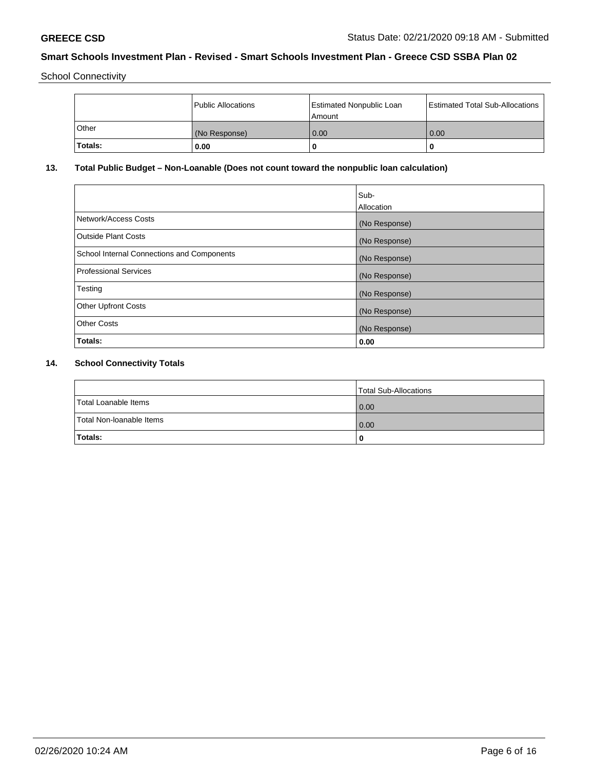School Connectivity

| | Public Allocations | Estimated Nonpublic Loan Amount | Estimated Total Sub-Allocations |
| --- | --- | --- | --- |
| Other | (No Response) | 0.00 | 0.00 |
| **Totals:** | **0.00** | **0** | **0** |

## 13. Total Public Budget – Non-Loanable (Does not count toward the nonpublic loan calculation)

| | Sub-Allocation |
| --- | --- |
| Network/Access Costs | (No Response) |
| Outside Plant Costs | (No Response) |
| School Internal Connections and Components | (No Response) |
| Professional Services | (No Response) |
| Testing | (No Response) |
| Other Upfront Costs | (No Response) |
| Other Costs | (No Response) |
| **Totals:** | **0.00** |

## 14. School Connectivity Totals

| | Total Sub-Allocations |
| --- | --- |
| Total Loanable Items | 0.00 |
| Total Non-loanable Items | 0.00 |
| **Totals:** | **0** |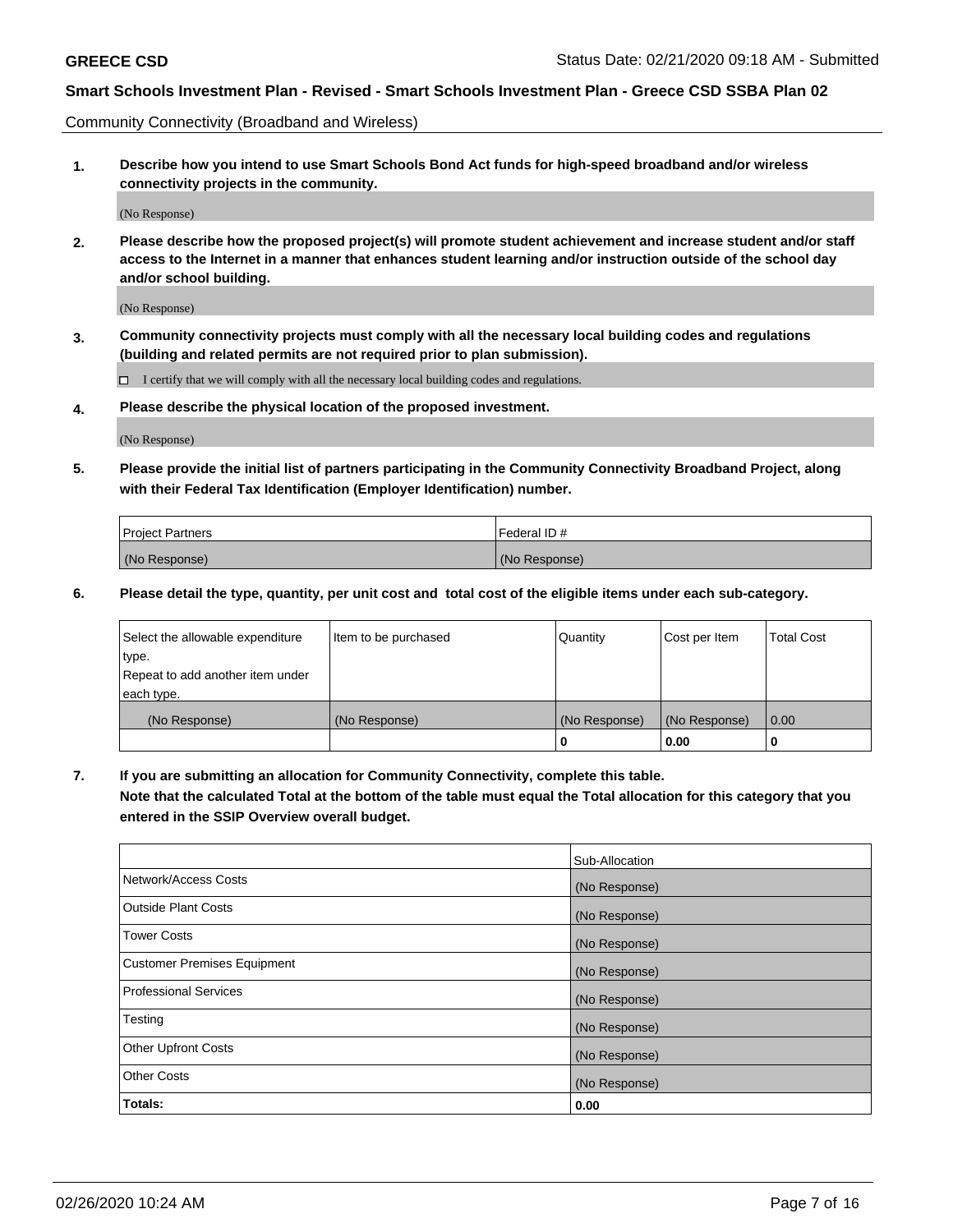Community Connectivity (Broadband and Wireless)

**1. Describe how you intend to use Smart Schools Bond Act funds for high-speed broadband and/or wireless connectivity projects in the community.**

(No Response)

**2. Please describe how the proposed project(s) will promote student achievement and increase student and/or staff access to the Internet in a manner that enhances student learning and/or instruction outside of the school day and/or school building.**

(No Response)

**3. Community connectivity projects must comply with all the necessary local building codes and regulations (building and related permits are not required prior to plan submission).**

☐ I certify that we will comply with all the necessary local building codes and regulations.

**4. Please describe the physical location of the proposed investment.**

(No Response)

**5. Please provide the initial list of partners participating in the Community Connectivity Broadband Project, along with their Federal Tax Identification (Employer Identification) number.**

| Project Partners | Federal ID # |
|---|---|
| (No Response) | (No Response) |

**6. Please detail the type, quantity, per unit cost and total cost of the eligible items under each sub-category.**

| Select the allowable expenditure type. Repeat to add another item under each type. | Item to be purchased | Quantity | Cost per Item | Total Cost |
|---|---|---|---|---|
| (No Response) | (No Response) | (No Response) | (No Response) | 0.00 |
| | | 0 | 0.00 | 0 |

**7. If you are submitting an allocation for Community Connectivity, complete this table. Note that the calculated Total at the bottom of the table must equal the Total allocation for this category that you entered in the SSIP Overview overall budget.**

| | Sub-Allocation |
|---|---|
| Network/Access Costs | (No Response) |
| Outside Plant Costs | (No Response) |
| Tower Costs | (No Response) |
| Customer Premises Equipment | (No Response) |
| Professional Services | (No Response) |
| Testing | (No Response) |
| Other Upfront Costs | (No Response) |
| Other Costs | (No Response) |
| **Totals:** | **0.00** |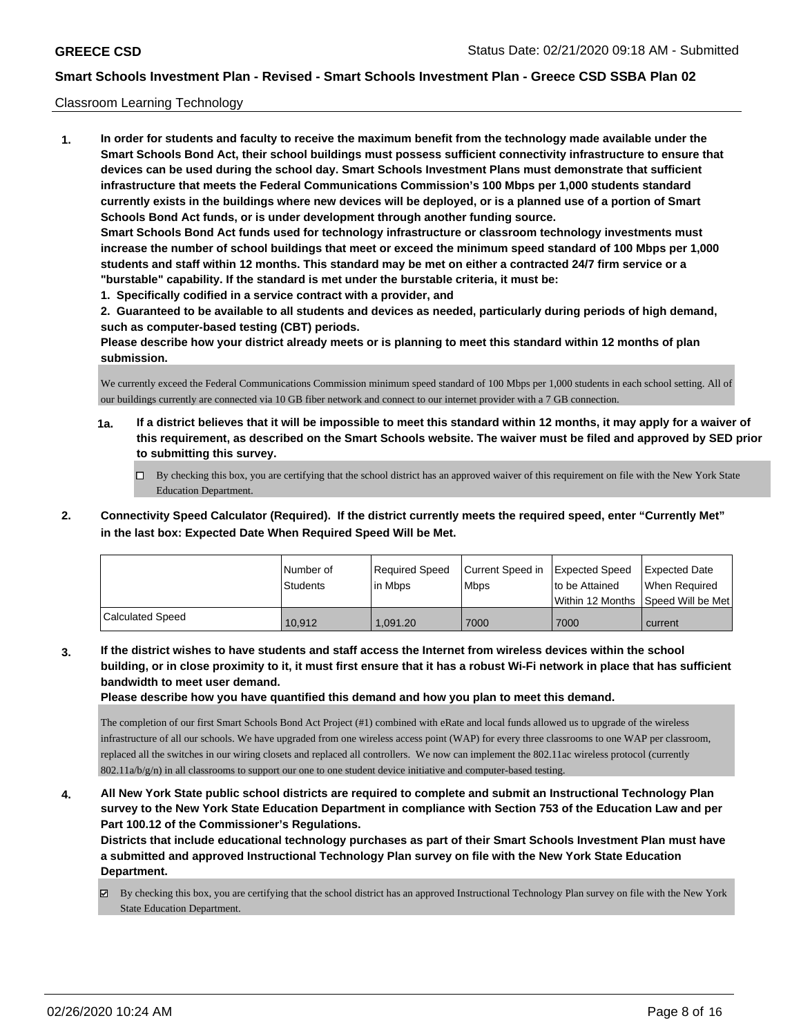Classroom Learning Technology

**1. In order for students and faculty to receive the maximum benefit from the technology made available under the Smart Schools Bond Act, their school buildings must possess sufficient connectivity infrastructure to ensure that devices can be used during the school day. Smart Schools Investment Plans must demonstrate that sufficient infrastructure that meets the Federal Communications Commission's 100 Mbps per 1,000 students standard currently exists in the buildings where new devices will be deployed, or is a planned use of a portion of Smart Schools Bond Act funds, or is under development through another funding source.**

**Smart Schools Bond Act funds used for technology infrastructure or classroom technology investments must increase the number of school buildings that meet or exceed the minimum speed standard of 100 Mbps per 1,000 students and staff within 12 months. This standard may be met on either a contracted 24/7 firm service or a "burstable" capability. If the standard is met under the burstable criteria, it must be:**

**1. Specifically codified in a service contract with a provider, and**

**2. Guaranteed to be available to all students and devices as needed, particularly during periods of high demand, such as computer-based testing (CBT) periods.**

**Please describe how your district already meets or is planning to meet this standard within 12 months of plan submission.**

We currently exceed the Federal Communications Commission minimum speed standard of 100 Mbps per 1,000 students in each school setting. All of our buildings currently are connected via 10 GB fiber network and connect to our internet provider with a 7 GB connection.

**1a. If a district believes that it will be impossible to meet this standard within 12 months, it may apply for a waiver of this requirement, as described on the Smart Schools website. The waiver must be filed and approved by SED prior to submitting this survey.**

☐ By checking this box, you are certifying that the school district has an approved waiver of this requirement on file with the New York State Education Department.

**2. Connectivity Speed Calculator (Required). If the district currently meets the required speed, enter "Currently Met" in the last box: Expected Date When Required Speed Will be Met.**

| | Number of Students | Required Speed in Mbps | Current Speed in Mbps | Expected Speed to be Attained Within 12 Months | Expected Date When Required Speed Will be Met |
|---|---|---|---|---|---|
| Calculated Speed | 10,912 | 1,091.20 | 7000 | 7000 | current |

**3. If the district wishes to have students and staff access the Internet from wireless devices within the school building, or in close proximity to it, it must first ensure that it has a robust Wi-Fi network in place that has sufficient bandwidth to meet user demand.**

**Please describe how you have quantified this demand and how you plan to meet this demand.**

The completion of our first Smart Schools Bond Act Project (#1) combined with eRate and local funds allowed us to upgrade of the wireless infrastructure of all our schools. We have upgraded from one wireless access point (WAP) for every three classrooms to one WAP per classroom, replaced all the switches in our wiring closets and replaced all controllers. We now can implement the 802.11ac wireless protocol (currently 802.11a/b/g/n) in all classrooms to support our one to one student device initiative and computer-based testing.

**4. All New York State public school districts are required to complete and submit an Instructional Technology Plan survey to the New York State Education Department in compliance with Section 753 of the Education Law and per Part 100.12 of the Commissioner's Regulations.**

**Districts that include educational technology purchases as part of their Smart Schools Investment Plan must have a submitted and approved Instructional Technology Plan survey on file with the New York State Education Department.**

☑ By checking this box, you are certifying that the school district has an approved Instructional Technology Plan survey on file with the New York State Education Department.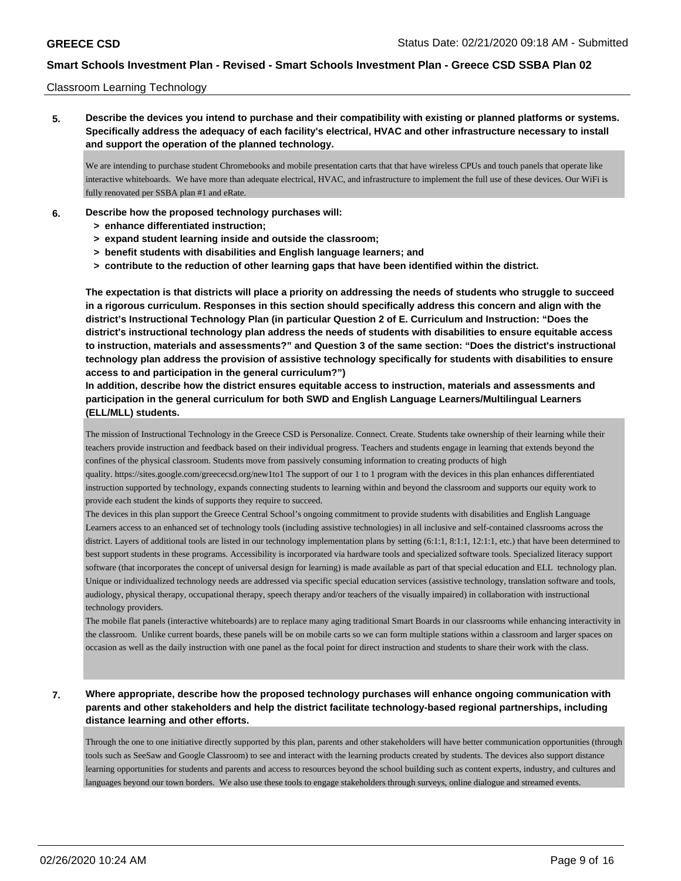Classroom Learning Technology

**5. Describe the devices you intend to purchase and their compatibility with existing or planned platforms or systems. Specifically address the adequacy of each facility's electrical, HVAC and other infrastructure necessary to install and support the operation of the planned technology.**

We are intending to purchase student Chromebooks and mobile presentation carts that that have wireless CPUs and touch panels that operate like interactive whiteboards. We have more than adequate electrical, HVAC, and infrastructure to implement the full use of these devices. Our WiFi is fully renovated per SSBA plan #1 and eRate.

**6. Describe how the proposed technology purchases will:**

- **> enhance differentiated instruction;**
- **> expand student learning inside and outside the classroom;**
- **> benefit students with disabilities and English language learners; and**
- **> contribute to the reduction of other learning gaps that have been identified within the district.**

**The expectation is that districts will place a priority on addressing the needs of students who struggle to succeed in a rigorous curriculum. Responses in this section should specifically address this concern and align with the district's Instructional Technology Plan (in particular Question 2 of E. Curriculum and Instruction: "Does the district's instructional technology plan address the needs of students with disabilities to ensure equitable access to instruction, materials and assessments?" and Question 3 of the same section: "Does the district's instructional technology plan address the provision of assistive technology specifically for students with disabilities to ensure access to and participation in the general curriculum?")**

**In addition, describe how the district ensures equitable access to instruction, materials and assessments and participation in the general curriculum for both SWD and English Language Learners/Multilingual Learners (ELL/MLL) students.**

The mission of Instructional Technology in the Greece CSD is Personalize. Connect. Create. Students take ownership of their learning while their teachers provide instruction and feedback based on their individual progress. Teachers and students engage in learning that extends beyond the confines of the physical classroom. Students move from passively consuming information to creating products of high quality. https://sites.google.com/greececsd.org/new1to1 The support of our 1 to 1 program with the devices in this plan enhances differentiated instruction supported by technology, expands connecting students to learning within and beyond the classroom and supports our equity work to provide each student the kinds of supports they require to succeed.

The devices in this plan support the Greece Central School's ongoing commitment to provide students with disabilities and English Language Learners access to an enhanced set of technology tools (including assistive technologies) in all inclusive and self-contained classrooms across the district. Layers of additional tools are listed in our technology implementation plans by setting (6:1:1, 8:1:1, 12:1:1, etc.) that have been determined to best support students in these programs. Accessibility is incorporated via hardware tools and specialized software tools. Specialized literacy support software (that incorporates the concept of universal design for learning) is made available as part of that special education and ELL technology plan. Unique or individualized technology needs are addressed via specific special education services (assistive technology, translation software and tools, audiology, physical therapy, occupational therapy, speech therapy and/or teachers of the visually impaired) in collaboration with instructional technology providers.

The mobile flat panels (interactive whiteboards) are to replace many aging traditional Smart Boards in our classrooms while enhancing interactivity in the classroom. Unlike current boards, these panels will be on mobile carts so we can form multiple stations within a classroom and larger spaces on occasion as well as the daily instruction with one panel as the focal point for direct instruction and students to share their work with the class.

**7. Where appropriate, describe how the proposed technology purchases will enhance ongoing communication with parents and other stakeholders and help the district facilitate technology-based regional partnerships, including distance learning and other efforts.**

Through the one to one initiative directly supported by this plan, parents and other stakeholders will have better communication opportunities (through tools such as SeeSaw and Google Classroom) to see and interact with the learning products created by students. The devices also support distance learning opportunities for students and parents and access to resources beyond the school building such as content experts, industry, and cultures and languages beyond our town borders. We also use these tools to engage stakeholders through surveys, online dialogue and streamed events.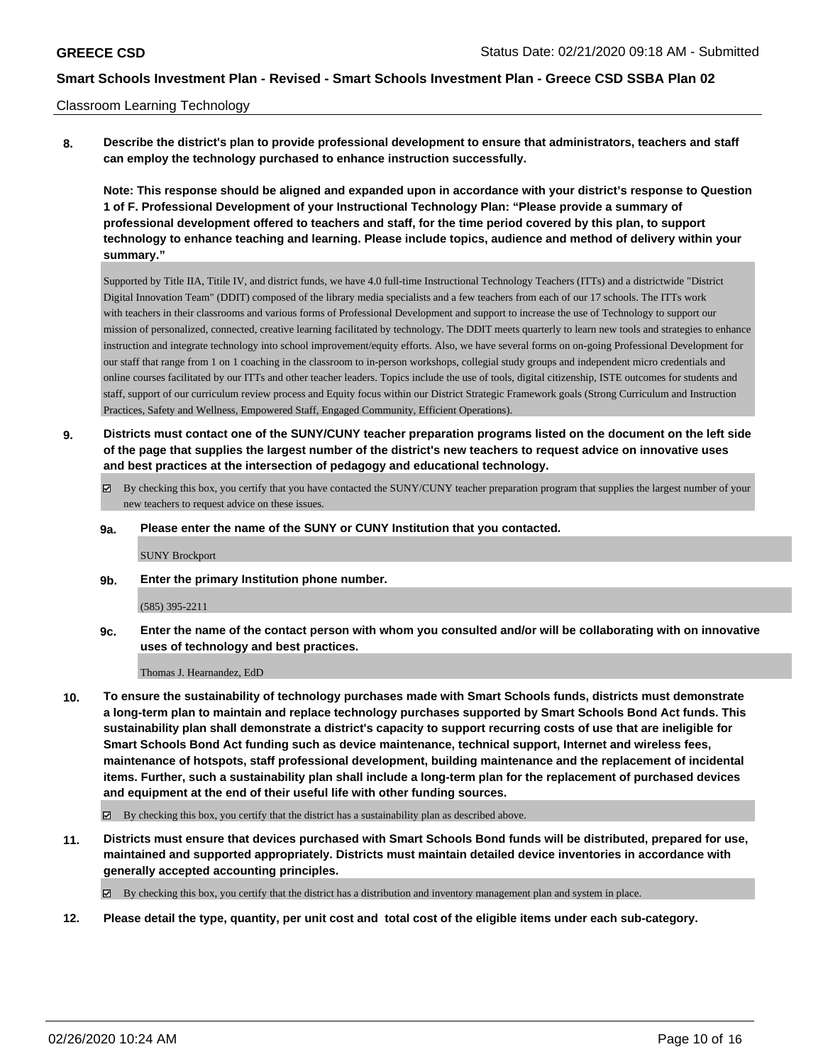Classroom Learning Technology

**8. Describe the district's plan to provide professional development to ensure that administrators, teachers and staff can employ the technology purchased to enhance instruction successfully.**

**Note: This response should be aligned and expanded upon in accordance with your district's response to Question 1 of F. Professional Development of your Instructional Technology Plan: "Please provide a summary of professional development offered to teachers and staff, for the time period covered by this plan, to support technology to enhance teaching and learning. Please include topics, audience and method of delivery within your summary."**

Supported by Title IIA, Titile IV, and district funds, we have 4.0 full-time Instructional Technology Teachers (ITTs) and a districtwide "District Digital Innovation Team" (DDIT) composed of the library media specialists and a few teachers from each of our 17 schools. The ITTs work with teachers in their classrooms and various forms of Professional Development and support to increase the use of Technology to support our mission of personalized, connected, creative learning facilitated by technology. The DDIT meets quarterly to learn new tools and strategies to enhance instruction and integrate technology into school improvement/equity efforts. Also, we have several forms on on-going Professional Development for our staff that range from 1 on 1 coaching in the classroom to in-person workshops, collegial study groups and independent micro credentials and online courses facilitated by our ITTs and other teacher leaders. Topics include the use of tools, digital citizenship, ISTE outcomes for students and staff, support of our curriculum review process and Equity focus within our District Strategic Framework goals (Strong Curriculum and Instruction Practices, Safety and Wellness, Empowered Staff, Engaged Community, Efficient Operations).

**9. Districts must contact one of the SUNY/CUNY teacher preparation programs listed on the document on the left side of the page that supplies the largest number of the district's new teachers to request advice on innovative uses and best practices at the intersection of pedagogy and educational technology.**

☑ By checking this box, you certify that you have contacted the SUNY/CUNY teacher preparation program that supplies the largest number of your new teachers to request advice on these issues.

**9a. Please enter the name of the SUNY or CUNY Institution that you contacted.**

SUNY Brockport

**9b. Enter the primary Institution phone number.**

(585) 395-2211

**9c. Enter the name of the contact person with whom you consulted and/or will be collaborating with on innovative uses of technology and best practices.**

Thomas J. Hearnandez, EdD

**10. To ensure the sustainability of technology purchases made with Smart Schools funds, districts must demonstrate a long-term plan to maintain and replace technology purchases supported by Smart Schools Bond Act funds. This sustainability plan shall demonstrate a district's capacity to support recurring costs of use that are ineligible for Smart Schools Bond Act funding such as device maintenance, technical support, Internet and wireless fees, maintenance of hotspots, staff professional development, building maintenance and the replacement of incidental items. Further, such a sustainability plan shall include a long-term plan for the replacement of purchased devices and equipment at the end of their useful life with other funding sources.**

☑ By checking this box, you certify that the district has a sustainability plan as described above.

**11. Districts must ensure that devices purchased with Smart Schools Bond funds will be distributed, prepared for use, maintained and supported appropriately. Districts must maintain detailed device inventories in accordance with generally accepted accounting principles.**

☑ By checking this box, you certify that the district has a distribution and inventory management plan and system in place.

**12. Please detail the type, quantity, per unit cost and total cost of the eligible items under each sub-category.**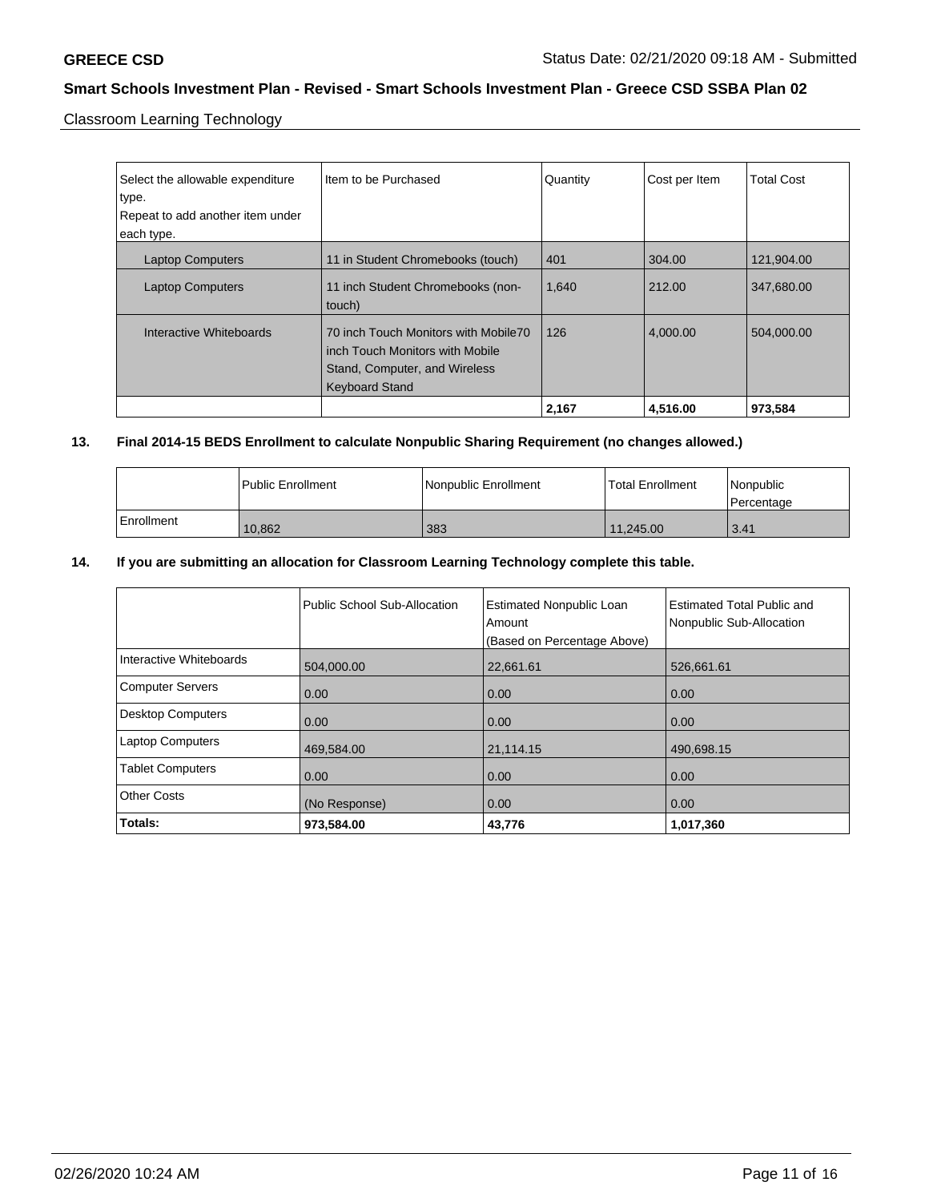Classroom Learning Technology

| Select the allowable expenditure type. Repeat to add another item under each type. | Item to be Purchased | Quantity | Cost per Item | Total Cost |
|---|---|---|---|---|
| Laptop Computers | 11 in Student Chromebooks (touch) | 401 | 304.00 | 121,904.00 |
| Laptop Computers | 11 inch Student Chromebooks (non-touch) | 1,640 | 212.00 | 347,680.00 |
| Interactive Whiteboards | 70 inch Touch Monitors with Mobile70 inch Touch Monitors with Mobile Stand, Computer, and Wireless Keyboard Stand | 126 | 4,000.00 | 504,000.00 |
| | | **2,167** | **4,516.00** | **973,584** |

**13. Final 2014-15 BEDS Enrollment to calculate Nonpublic Sharing Requirement (no changes allowed.)**

| | Public Enrollment | Nonpublic Enrollment | Total Enrollment | Nonpublic Percentage |
|---|---|---|---|---|
| Enrollment | 10,862 | 383 | 11,245.00 | 3.41 |

**14. If you are submitting an allocation for Classroom Learning Technology complete this table.**

| | Public School Sub-Allocation | Estimated Nonpublic Loan Amount (Based on Percentage Above) | Estimated Total Public and Nonpublic Sub-Allocation |
|---|---|---|---|
| Interactive Whiteboards | 504,000.00 | 22,661.61 | 526,661.61 |
| Computer Servers | 0.00 | 0.00 | 0.00 |
| Desktop Computers | 0.00 | 0.00 | 0.00 |
| Laptop Computers | 469,584.00 | 21,114.15 | 490,698.15 |
| Tablet Computers | 0.00 | 0.00 | 0.00 |
| Other Costs | (No Response) | 0.00 | 0.00 |
| **Totals:** | **973,584.00** | **43,776** | **1,017,360** |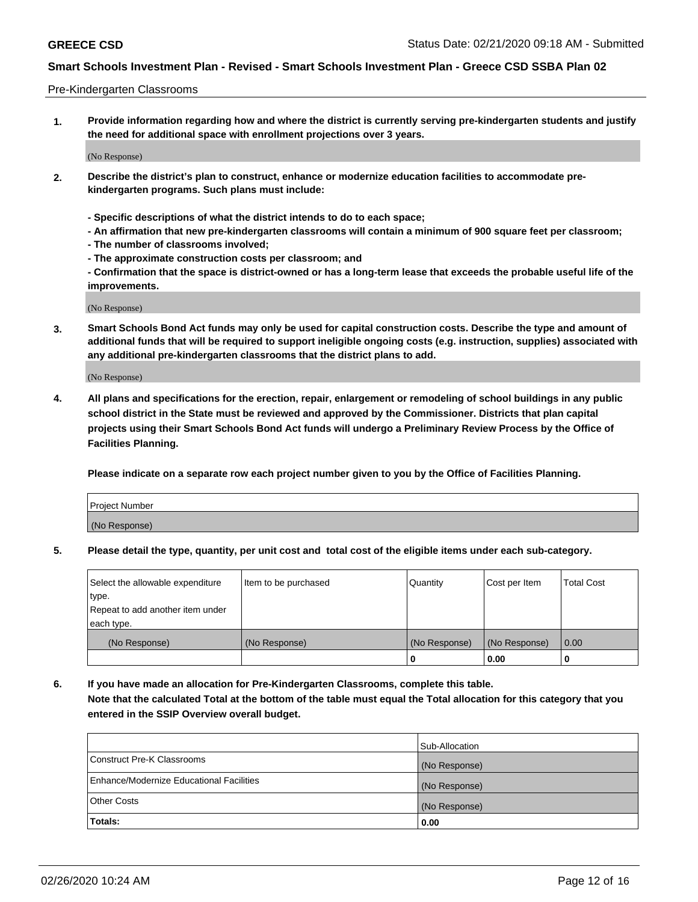Pre-Kindergarten Classrooms

**1. Provide information regarding how and where the district is currently serving pre-kindergarten students and justify the need for additional space with enrollment projections over 3 years.**

(No Response)

**2. Describe the district's plan to construct, enhance or modernize education facilities to accommodate pre-kindergarten programs. Such plans must include:**

**- Specific descriptions of what the district intends to do to each space;**
**- An affirmation that new pre-kindergarten classrooms will contain a minimum of 900 square feet per classroom;**
**- The number of classrooms involved;**
**- The approximate construction costs per classroom; and**
**- Confirmation that the space is district-owned or has a long-term lease that exceeds the probable useful life of the improvements.**

(No Response)

**3. Smart Schools Bond Act funds may only be used for capital construction costs. Describe the type and amount of additional funds that will be required to support ineligible ongoing costs (e.g. instruction, supplies) associated with any additional pre-kindergarten classrooms that the district plans to add.**

(No Response)

**4. All plans and specifications for the erection, repair, enlargement or remodeling of school buildings in any public school district in the State must be reviewed and approved by the Commissioner. Districts that plan capital projects using their Smart Schools Bond Act funds will undergo a Preliminary Review Process by the Office of Facilities Planning.**

**Please indicate on a separate row each project number given to you by the Office of Facilities Planning.**

| Project Number |
|---|
| (No Response) |

**5. Please detail the type, quantity, per unit cost and total cost of the eligible items under each sub-category.**

| Select the allowable expenditure type. Repeat to add another item under each type. | Item to be purchased | Quantity | Cost per Item | Total Cost |
|---|---|---|---|---|
| (No Response) | (No Response) | (No Response) | (No Response) | 0.00 |
| | | 0 | 0.00 | 0 |

**6. If you have made an allocation for Pre-Kindergarten Classrooms, complete this table.**
**Note that the calculated Total at the bottom of the table must equal the Total allocation for this category that you entered in the SSIP Overview overall budget.**

| | Sub-Allocation |
|---|---|
| Construct Pre-K Classrooms | (No Response) |
| Enhance/Modernize Educational Facilities | (No Response) |
| Other Costs | (No Response) |
| **Totals:** | **0.00** |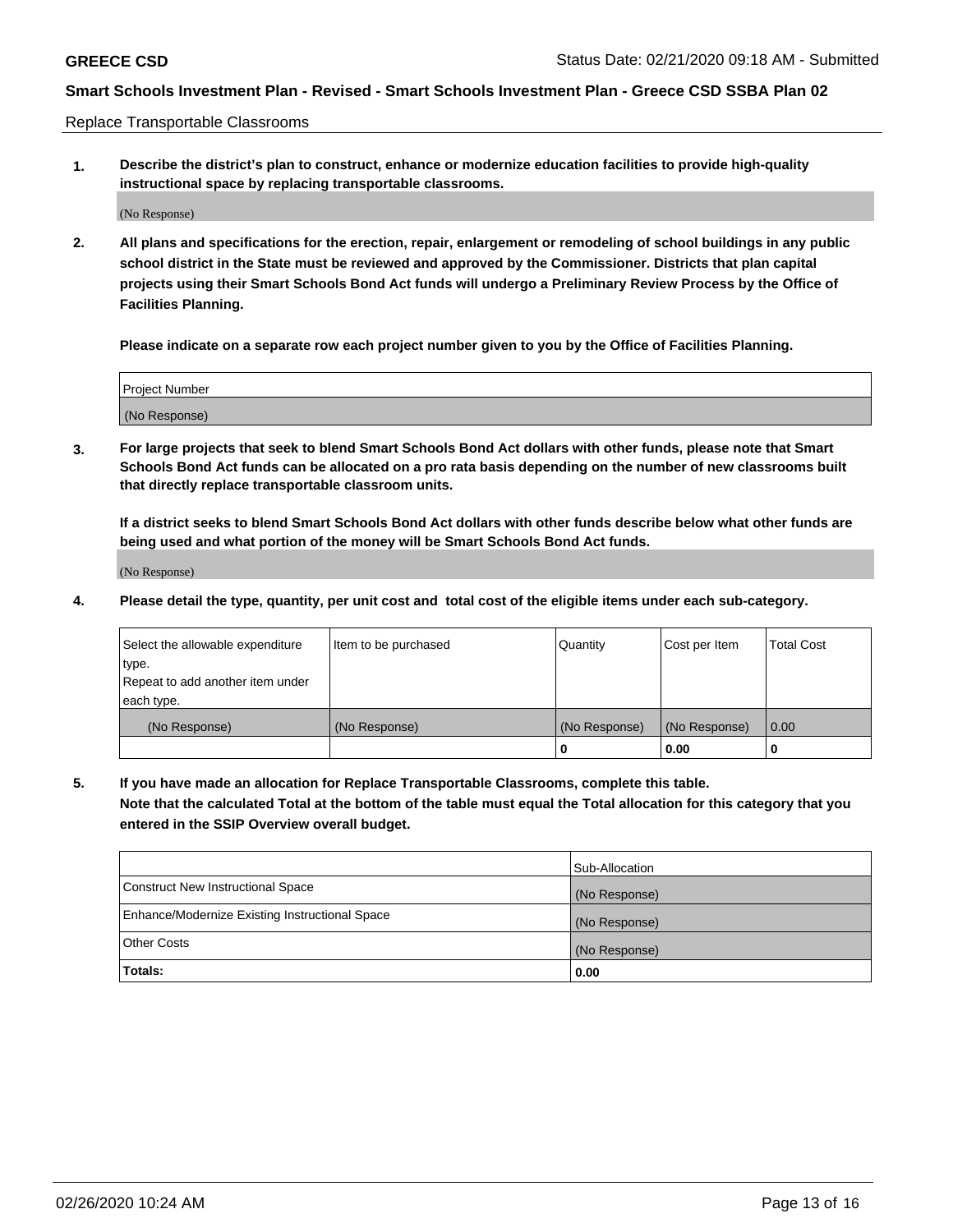Replace Transportable Classrooms

1. **Describe the district's plan to construct, enhance or modernize education facilities to provide high-quality instructional space by replacing transportable classrooms.**

(No Response)

2. **All plans and specifications for the erection, repair, enlargement or remodeling of school buildings in any public school district in the State must be reviewed and approved by the Commissioner. Districts that plan capital projects using their Smart Schools Bond Act funds will undergo a Preliminary Review Process by the Office of Facilities Planning.**

   **Please indicate on a separate row each project number given to you by the Office of Facilities Planning.**

| Project Number |
| --- |
| (No Response) |

3. **For large projects that seek to blend Smart Schools Bond Act dollars with other funds, please note that Smart Schools Bond Act funds can be allocated on a pro rata basis depending on the number of new classrooms built that directly replace transportable classroom units.**

   **If a district seeks to blend Smart Schools Bond Act dollars with other funds describe below what other funds are being used and what portion of the money will be Smart Schools Bond Act funds.**

(No Response)

4. **Please detail the type, quantity, per unit cost and total cost of the eligible items under each sub-category.**

| Select the allowable expenditure type. Repeat to add another item under each type. | Item to be purchased | Quantity | Cost per Item | Total Cost |
| --- | --- | --- | --- | --- |
| (No Response) | (No Response) | (No Response) | (No Response) | 0.00 |
| | | 0 | 0.00 | 0 |

5. **If you have made an allocation for Replace Transportable Classrooms, complete this table. Note that the calculated Total at the bottom of the table must equal the Total allocation for this category that you entered in the SSIP Overview overall budget.**

| | Sub-Allocation |
| --- | --- |
| Construct New Instructional Space | (No Response) |
| Enhance/Modernize Existing Instructional Space | (No Response) |
| Other Costs | (No Response) |
| **Totals:** | **0.00** |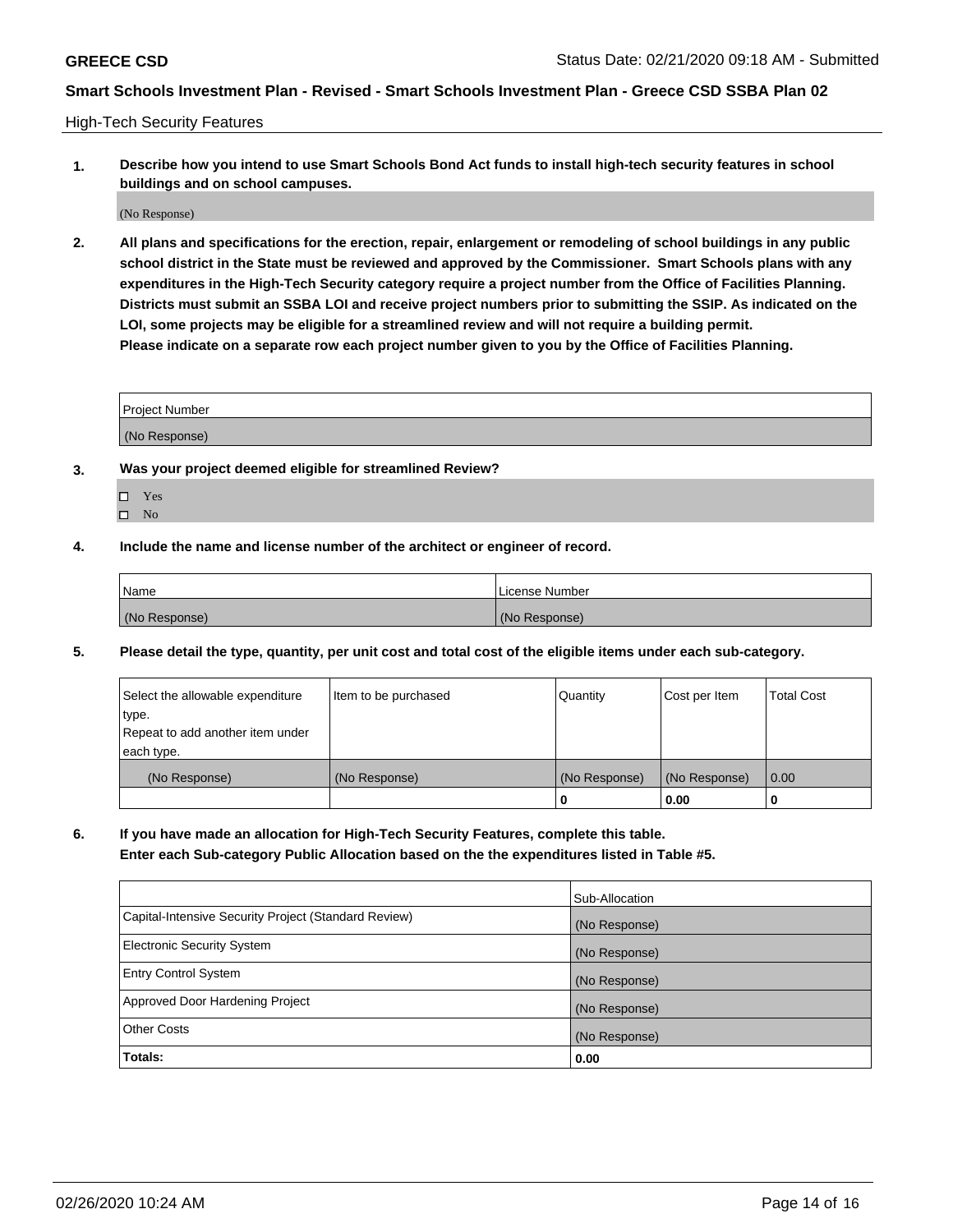High-Tech Security Features

**1. Describe how you intend to use Smart Schools Bond Act funds to install high-tech security features in school buildings and on school campuses.**

(No Response)

**2. All plans and specifications for the erection, repair, enlargement or remodeling of school buildings in any public school district in the State must be reviewed and approved by the Commissioner. Smart Schools plans with any expenditures in the High-Tech Security category require a project number from the Office of Facilities Planning. Districts must submit an SSBA LOI and receive project numbers prior to submitting the SSIP. As indicated on the LOI, some projects may be eligible for a streamlined review and will not require a building permit. Please indicate on a separate row each project number given to you by the Office of Facilities Planning.**

| Project Number |
| --- |
| (No Response) |

**3. Was your project deemed eligible for streamlined Review?**

- ☐ Yes
- ☐ No

**4. Include the name and license number of the architect or engineer of record.**

| Name | License Number |
| --- | --- |
| (No Response) | (No Response) |

**5. Please detail the type, quantity, per unit cost and total cost of the eligible items under each sub-category.**

| Select the allowable expenditure type. Repeat to add another item under each type. | Item to be purchased | Quantity | Cost per Item | Total Cost |
| --- | --- | --- | --- | --- |
| (No Response) | (No Response) | (No Response) | (No Response) | 0.00 |
| | | 0 | 0.00 | 0 |

**6. If you have made an allocation for High-Tech Security Features, complete this table. Enter each Sub-category Public Allocation based on the the expenditures listed in Table #5.**

| | Sub-Allocation |
| --- | --- |
| Capital-Intensive Security Project (Standard Review) | (No Response) |
| Electronic Security System | (No Response) |
| Entry Control System | (No Response) |
| Approved Door Hardening Project | (No Response) |
| Other Costs | (No Response) |
| **Totals:** | **0.00** |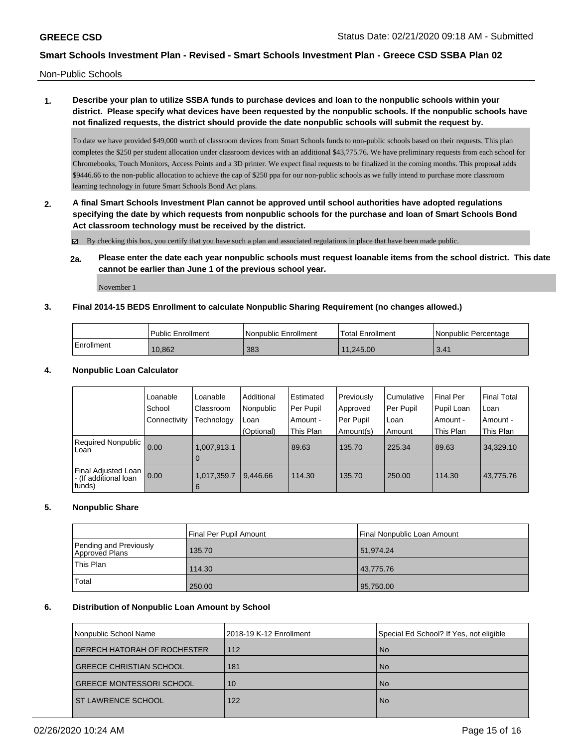## Non-Public Schools

**1. Describe your plan to utilize SSBA funds to purchase devices and loan to the nonpublic schools within your district. Please specify what devices have been requested by the nonpublic schools. If the nonpublic schools have not finalized requests, the district should provide the date nonpublic schools will submit the request by.**

To date we have provided $49,000 worth of classroom devices from Smart Schools funds to non-public schools based on their requests. This plan completes the $250 per student allocation under classroom devices with an additional $43,775.76. We have preliminary requests from each school for Chromebooks, Touch Monitors, Access Points and a 3D printer. We expect final requests to be finalized in the coming months. This proposal adds $9446.66 to the non-public allocation to achieve the cap of $250 ppa for our non-public schools as we fully intend to purchase more classroom learning technology in future Smart Schools Bond Act plans.

**2. A final Smart Schools Investment Plan cannot be approved until school authorities have adopted regulations specifying the date by which requests from nonpublic schools for the purchase and loan of Smart Schools Bond Act classroom technology must be received by the district.**

☑ By checking this box, you certify that you have such a plan and associated regulations in place that have been made public.

**2a. Please enter the date each year nonpublic schools must request loanable items from the school district. This date cannot be earlier than June 1 of the previous school year.**

November 1

**3. Final 2014-15 BEDS Enrollment to calculate Nonpublic Sharing Requirement (no changes allowed.)**

| | Public Enrollment | Nonpublic Enrollment | Total Enrollment | Nonpublic Percentage |
|---|---|---|---|---|
| Enrollment | 10,862 | 383 | 11,245.00 | 3.41 |

**4. Nonpublic Loan Calculator**

| | Loanable School Connectivity | Loanable Classroom Technology | Additional Nonpublic Loan (Optional) | Estimated Per Pupil Amount - This Plan | Previously Approved Per Pupil Amount(s) | Cumulative Per Pupil Loan Amount | Final Per Pupil Loan Amount - This Plan | Final Total Loan Amount - This Plan |
|---|---|---|---|---|---|---|---|---|
| Required Nonpublic Loan | 0.00 | 1,007,913.10 | | 89.63 | 135.70 | 225.34 | 89.63 | 34,329.10 |
| Final Adjusted Loan - (If additional loan funds) | 0.00 | 1,017,359.76 | 9,446.66 | 114.30 | 135.70 | 250.00 | 114.30 | 43,775.76 |

**5. Nonpublic Share**

| | Final Per Pupil Amount | Final Nonpublic Loan Amount |
|---|---|---|
| Pending and Previously Approved Plans | 135.70 | 51,974.24 |
| This Plan | 114.30 | 43,775.76 |
| Total | 250.00 | 95,750.00 |

**6. Distribution of Nonpublic Loan Amount by School**

| Nonpublic School Name | 2018-19 K-12 Enrollment | Special Ed School? If Yes, not eligible |
|---|---|---|
| DERECH HATORAH OF ROCHESTER | 112 | No |
| GREECE CHRISTIAN SCHOOL | 181 | No |
| GREECE MONTESSORI SCHOOL | 10 | No |
| ST LAWRENCE SCHOOL | 122 | No |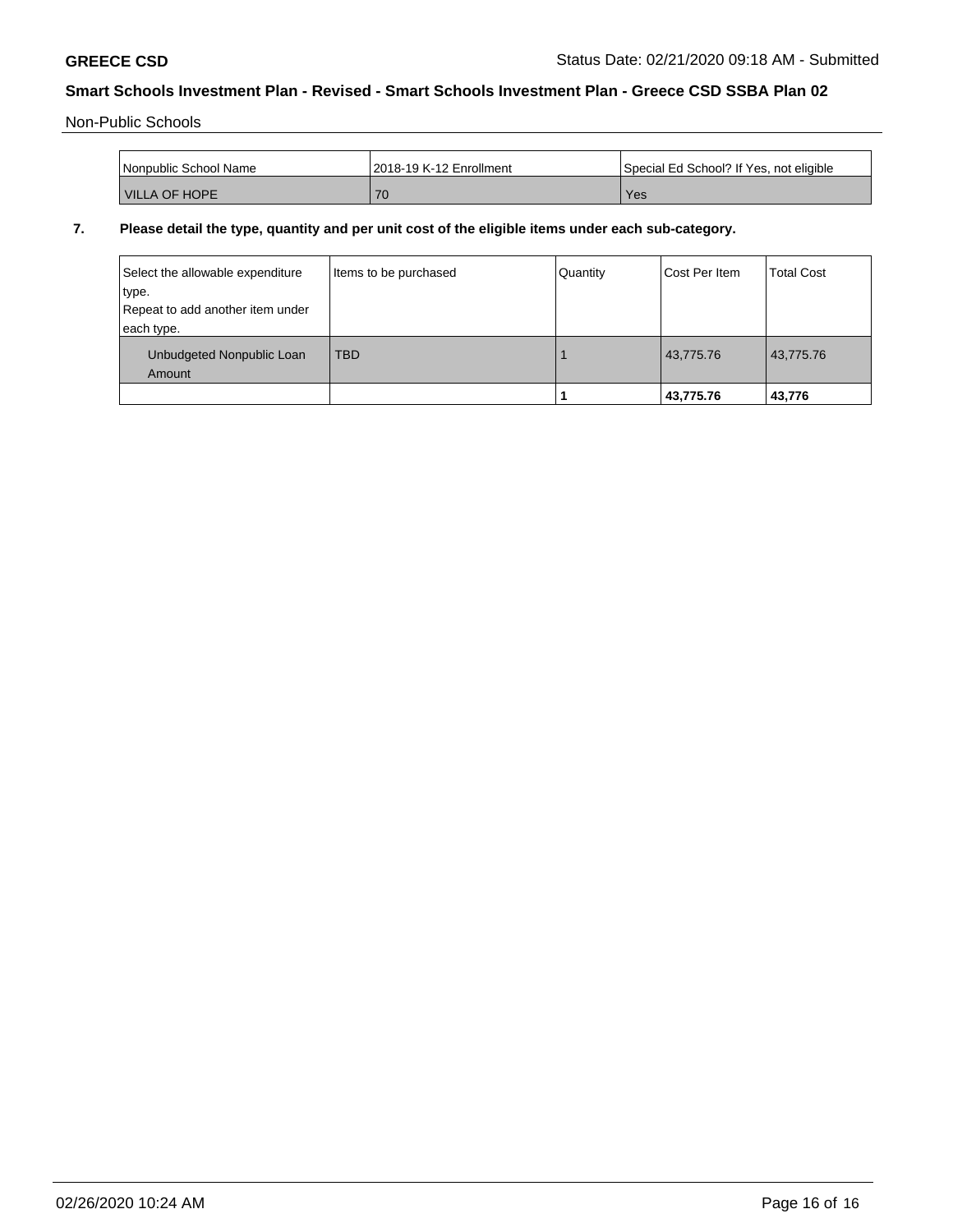Non-Public Schools

| Nonpublic School Name | 2018-19 K-12 Enrollment | Special Ed School? If Yes, not eligible |
| --- | --- | --- |
| VILLA OF HOPE | 70 | Yes |

**7. Please detail the type, quantity and per unit cost of the eligible items under each sub-category.**

| Select the allowable expenditure type. Repeat to add another item under each type. | Items to be purchased | Quantity | Cost Per Item | Total Cost |
| --- | --- | --- | --- | --- |
| Unbudgeted Nonpublic Loan Amount | TBD | 1 | 43,775.76 | 43,775.76 |
| | | **1** | **43,775.76** | **43,776** |